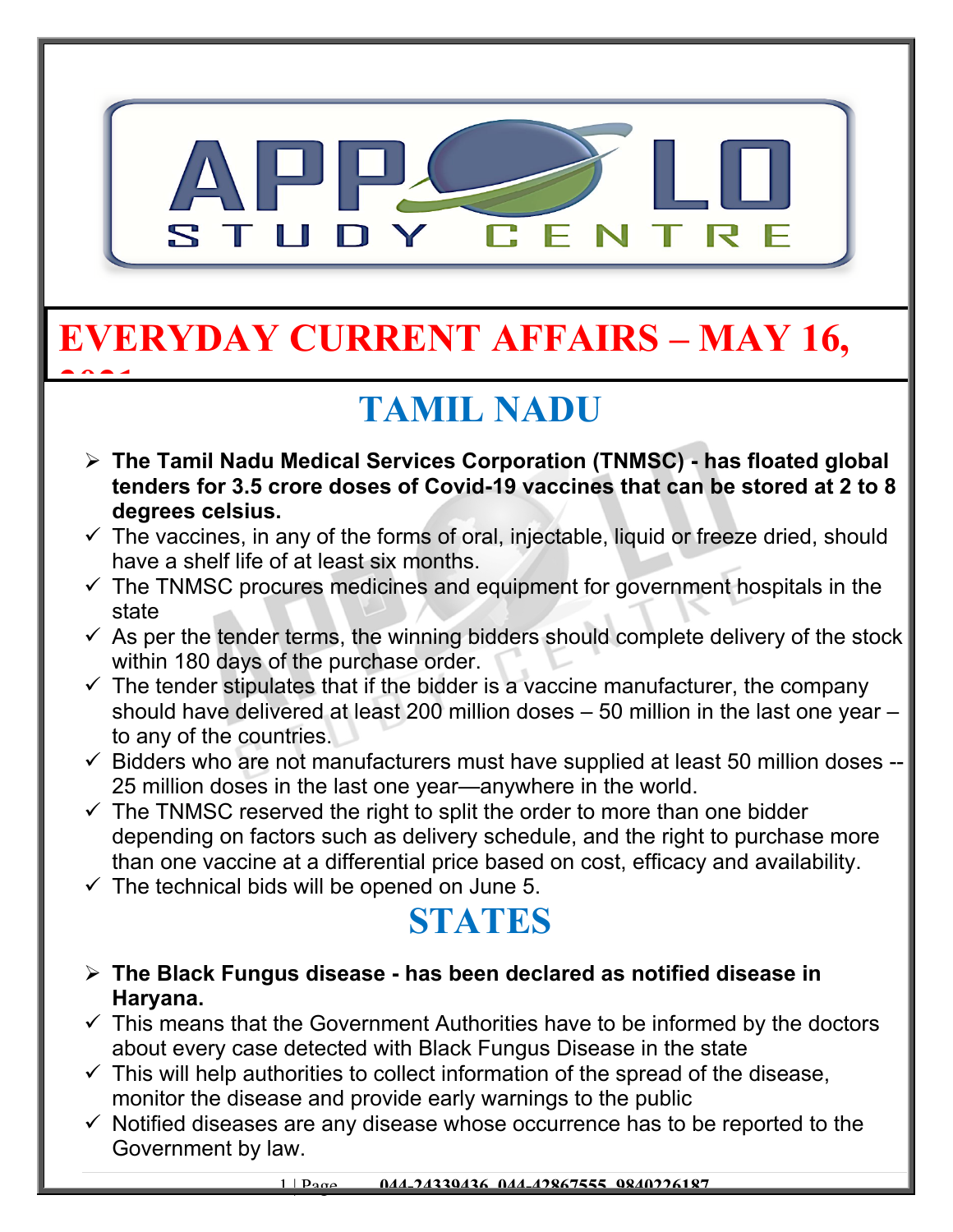# EVERYDAY CURRENT AFFAIRS – MAY 16, 2021

## TAMIL NADU

- **The Tamil Nadu Medical Services Corporation (TNMSC) - has floated global tenders for 3.5 crore doses of Covid-19 vaccines that can be stored at 2 to 8 degrees celsius.**
  - ✓ The vaccines, in any of the forms of oral, injectable, liquid or freeze dried, should have a shelf life of at least six months.
  - ✓ The TNMSC procures medicines and equipment for government hospitals in the state
  - ✓ As per the tender terms, the winning bidders should complete delivery of the stock within 180 days of the purchase order.
  - ✓ The tender stipulates that if the bidder is a vaccine manufacturer, the company should have delivered at least 200 million doses – 50 million in the last one year – to any of the countries.
  - ✓ Bidders who are not manufacturers must have supplied at least 50 million doses -- 25 million doses in the last one year—anywhere in the world.
  - ✓ The TNMSC reserved the right to split the order to more than one bidder depending on factors such as delivery schedule, and the right to purchase more than one vaccine at a differential price based on cost, efficacy and availability.
  - ✓ The technical bids will be opened on June 5.

## STATES

- **The Black Fungus disease - has been declared as notified disease in Haryana.**
  - ✓ This means that the Government Authorities have to be informed by the doctors about every case detected with Black Fungus Disease in the state
  - ✓ This will help authorities to collect information of the spread of the disease, monitor the disease and provide early warnings to the public
  - ✓ Notified diseases are any disease whose occurrence has to be reported to the Government by law.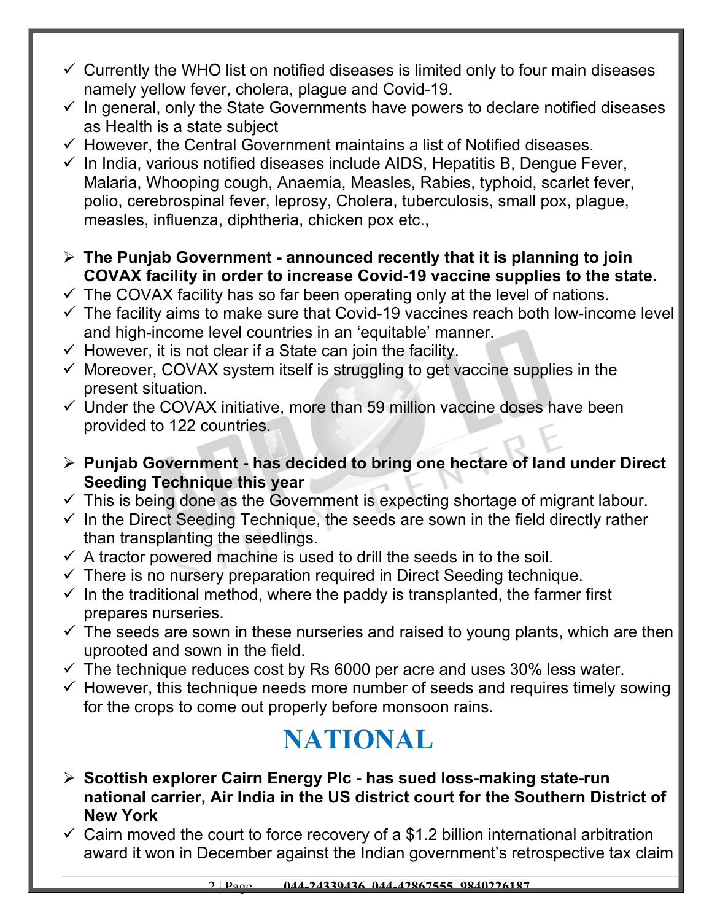- Currently the WHO list on notified diseases is limited only to four main diseases namely yellow fever, cholera, plague and Covid-19.
- In general, only the State Governments have powers to declare notified diseases as Health is a state subject
- However, the Central Government maintains a list of Notified diseases.
- In India, various notified diseases include AIDS, Hepatitis B, Dengue Fever, Malaria, Whooping cough, Anaemia, Measles, Rabies, typhoid, scarlet fever, polio, cerebrospinal fever, leprosy, Cholera, tuberculosis, small pox, plague, measles, influenza, diphtheria, chicken pox etc.,

- **The Punjab Government - announced recently that it is planning to join COVAX facility in order to increase Covid-19 vaccine supplies to the state.**
- The COVAX facility has so far been operating only at the level of nations.
- The facility aims to make sure that Covid-19 vaccines reach both low-income level and high-income level countries in an 'equitable' manner.
- However, it is not clear if a State can join the facility.
- Moreover, COVAX system itself is struggling to get vaccine supplies in the present situation.
- Under the COVAX initiative, more than 59 million vaccine doses have been provided to 122 countries.

- **Punjab Government - has decided to bring one hectare of land under Direct Seeding Technique this year**
- This is being done as the Government is expecting shortage of migrant labour.
- In the Direct Seeding Technique, the seeds are sown in the field directly rather than transplanting the seedlings.
- A tractor powered machine is used to drill the seeds in to the soil.
- There is no nursery preparation required in Direct Seeding technique.
- In the traditional method, where the paddy is transplanted, the farmer first prepares nurseries.
- The seeds are sown in these nurseries and raised to young plants, which are then uprooted and sown in the field.
- The technique reduces cost by Rs 6000 per acre and uses 30% less water.
- However, this technique needs more number of seeds and requires timely sowing for the crops to come out properly before monsoon rains.

# NATIONAL

- **Scottish explorer Cairn Energy Plc - has sued loss-making state-run national carrier, Air India in the US district court for the Southern District of New York**
- Cairn moved the court to force recovery of a $1.2 billion international arbitration award it won in December against the Indian government's retrospective tax claim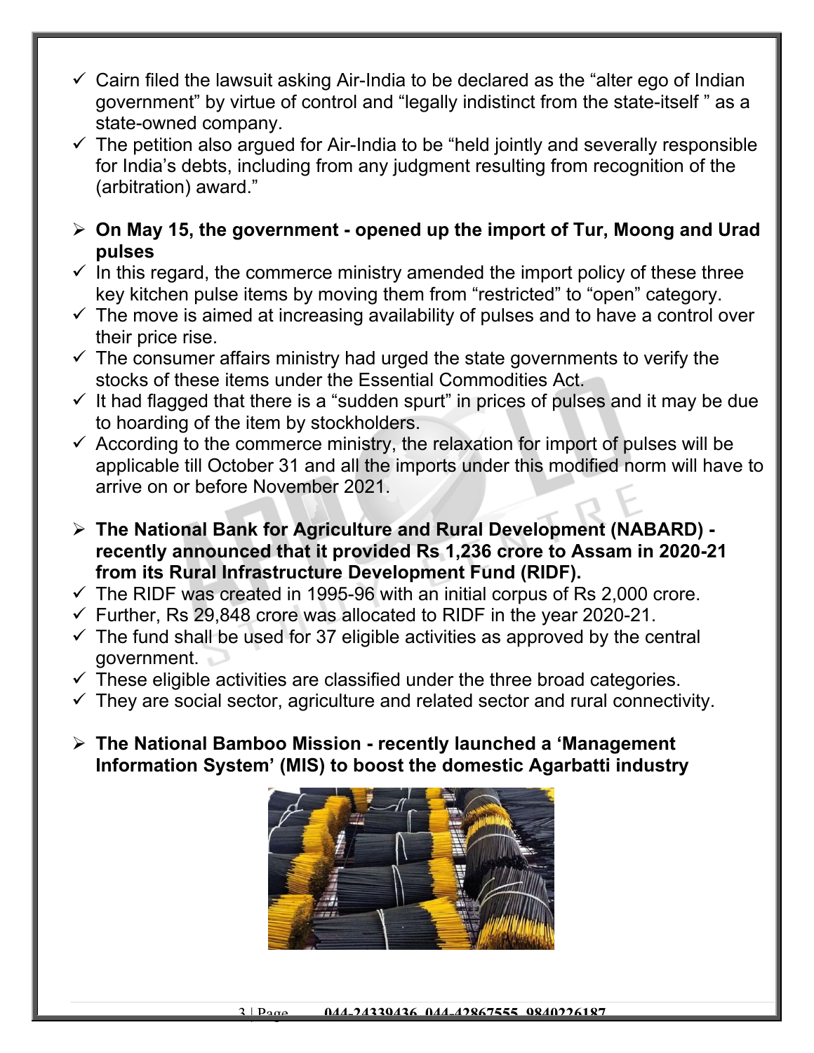- ✓ Cairn filed the lawsuit asking Air-India to be declared as the "alter ego of Indian government" by virtue of control and "legally indistinct from the state-itself " as a state-owned company.
- ✓ The petition also argued for Air-India to be "held jointly and severally responsible for India's debts, including from any judgment resulting from recognition of the (arbitration) award."

- **On May 15, the government - opened up the import of Tur, Moong and Urad pulses**
- ✓ In this regard, the commerce ministry amended the import policy of these three key kitchen pulse items by moving them from "restricted" to "open" category.
- ✓ The move is aimed at increasing availability of pulses and to have a control over their price rise.
- ✓ The consumer affairs ministry had urged the state governments to verify the stocks of these items under the Essential Commodities Act.
- ✓ It had flagged that there is a "sudden spurt" in prices of pulses and it may be due to hoarding of the item by stockholders.
- ✓ According to the commerce ministry, the relaxation for import of pulses will be applicable till October 31 and all the imports under this modified norm will have to arrive on or before November 2021.

- **The National Bank for Agriculture and Rural Development (NABARD) - recently announced that it provided Rs 1,236 crore to Assam in 2020-21 from its Rural Infrastructure Development Fund (RIDF).**
- ✓ The RIDF was created in 1995-96 with an initial corpus of Rs 2,000 crore.
- ✓ Further, Rs 29,848 crore was allocated to RIDF in the year 2020-21.
- ✓ The fund shall be used for 37 eligible activities as approved by the central government.
- ✓ These eligible activities are classified under the three broad categories.
- ✓ They are social sector, agriculture and related sector and rural connectivity.

- **The National Bamboo Mission - recently launched a 'Management Information System' (MIS) to boost the domestic Agarbatti industry**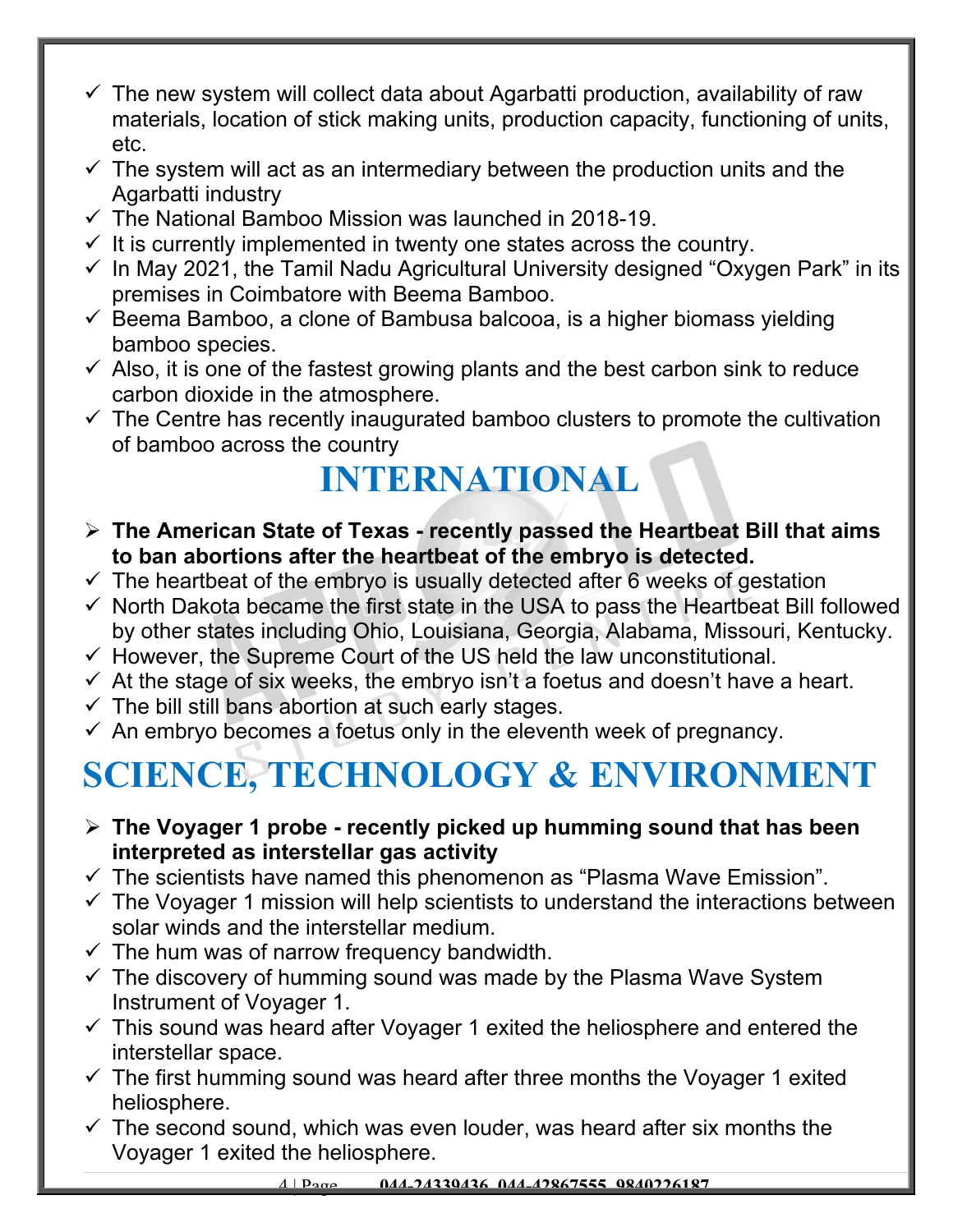- ✓ The new system will collect data about Agarbatti production, availability of raw materials, location of stick making units, production capacity, functioning of units, etc.
- ✓ The system will act as an intermediary between the production units and the Agarbatti industry
- ✓ The National Bamboo Mission was launched in 2018-19.
- ✓ It is currently implemented in twenty one states across the country.
- ✓ In May 2021, the Tamil Nadu Agricultural University designed "Oxygen Park" in its premises in Coimbatore with Beema Bamboo.
- ✓ Beema Bamboo, a clone of Bambusa balcooa, is a higher biomass yielding bamboo species.
- ✓ Also, it is one of the fastest growing plants and the best carbon sink to reduce carbon dioxide in the atmosphere.
- ✓ The Centre has recently inaugurated bamboo clusters to promote the cultivation of bamboo across the country

# INTERNATIONAL

- ➢ **The American State of Texas - recently passed the Heartbeat Bill that aims to ban abortions after the heartbeat of the embryo is detected.**
- ✓ The heartbeat of the embryo is usually detected after 6 weeks of gestation
- ✓ North Dakota became the first state in the USA to pass the Heartbeat Bill followed by other states including Ohio, Louisiana, Georgia, Alabama, Missouri, Kentucky.
- ✓ However, the Supreme Court of the US held the law unconstitutional.
- ✓ At the stage of six weeks, the embryo isn't a foetus and doesn't have a heart.
- ✓ The bill still bans abortion at such early stages.
- ✓ An embryo becomes a foetus only in the eleventh week of pregnancy.

# SCIENCE, TECHNOLOGY & ENVIRONMENT

- ➢ **The Voyager 1 probe - recently picked up humming sound that has been interpreted as interstellar gas activity**
- ✓ The scientists have named this phenomenon as "Plasma Wave Emission".
- ✓ The Voyager 1 mission will help scientists to understand the interactions between solar winds and the interstellar medium.
- ✓ The hum was of narrow frequency bandwidth.
- ✓ The discovery of humming sound was made by the Plasma Wave System Instrument of Voyager 1.
- ✓ This sound was heard after Voyager 1 exited the heliosphere and entered the interstellar space.
- ✓ The first humming sound was heard after three months the Voyager 1 exited heliosphere.
- ✓ The second sound, which was even louder, was heard after six months the Voyager 1 exited the heliosphere.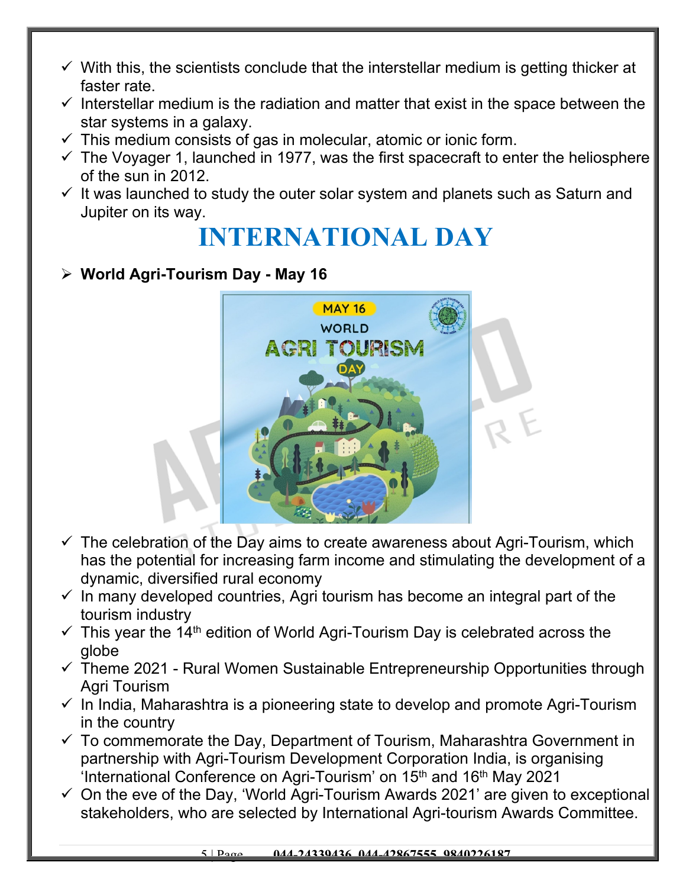- ✓ With this, the scientists conclude that the interstellar medium is getting thicker at faster rate.
- ✓ Interstellar medium is the radiation and matter that exist in the space between the star systems in a galaxy.
- ✓ This medium consists of gas in molecular, atomic or ionic form.
- ✓ The Voyager 1, launched in 1977, was the first spacecraft to enter the heliosphere of the sun in 2012.
- ✓ It was launched to study the outer solar system and planets such as Saturn and Jupiter on its way.

# INTERNATIONAL DAY

- **World Agri-Tourism Day - May 16**

- ✓ The celebration of the Day aims to create awareness about Agri-Tourism, which has the potential for increasing farm income and stimulating the development of a dynamic, diversified rural economy
- ✓ In many developed countries, Agri tourism has become an integral part of the tourism industry
- ✓ This year the 14th edition of World Agri-Tourism Day is celebrated across the globe
- ✓ Theme 2021 - Rural Women Sustainable Entrepreneurship Opportunities through Agri Tourism
- ✓ In India, Maharashtra is a pioneering state to develop and promote Agri-Tourism in the country
- ✓ To commemorate the Day, Department of Tourism, Maharashtra Government in partnership with Agri-Tourism Development Corporation India, is organising 'International Conference on Agri-Tourism' on 15th and 16th May 2021
- ✓ On the eve of the Day, 'World Agri-Tourism Awards 2021' are given to exceptional stakeholders, who are selected by International Agri-tourism Awards Committee.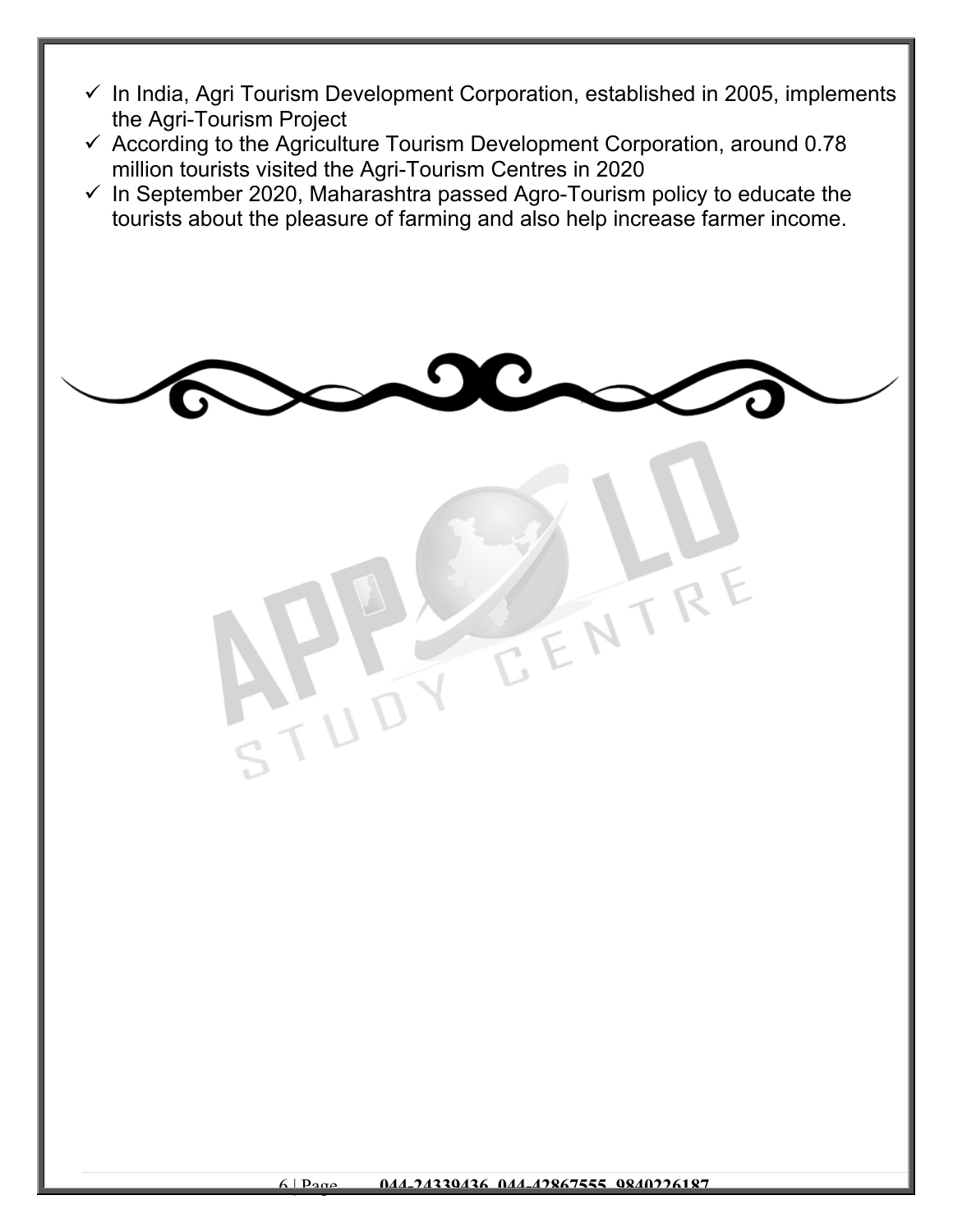- ✓ In India, Agri Tourism Development Corporation, established in 2005, implements the Agri-Tourism Project
- ✓ According to the Agriculture Tourism Development Corporation, around 0.78 million tourists visited the Agri-Tourism Centres in 2020
- ✓ In September 2020, Maharashtra passed Agro-Tourism policy to educate the tourists about the pleasure of farming and also help increase farmer income.